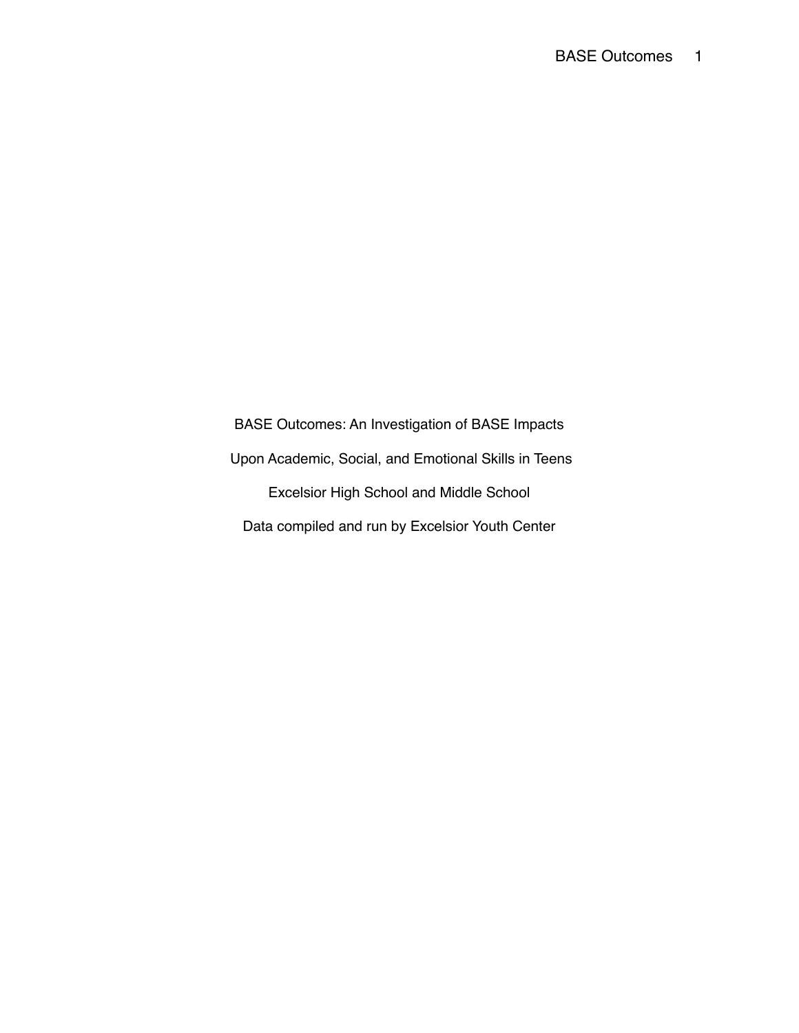# BASE Outcomes: An Investigation of BASE Impacts Upon Academic, Social, and Emotional Skills in Teens

Excelsior High School and Middle School

Data compiled and run by Excelsior Youth Center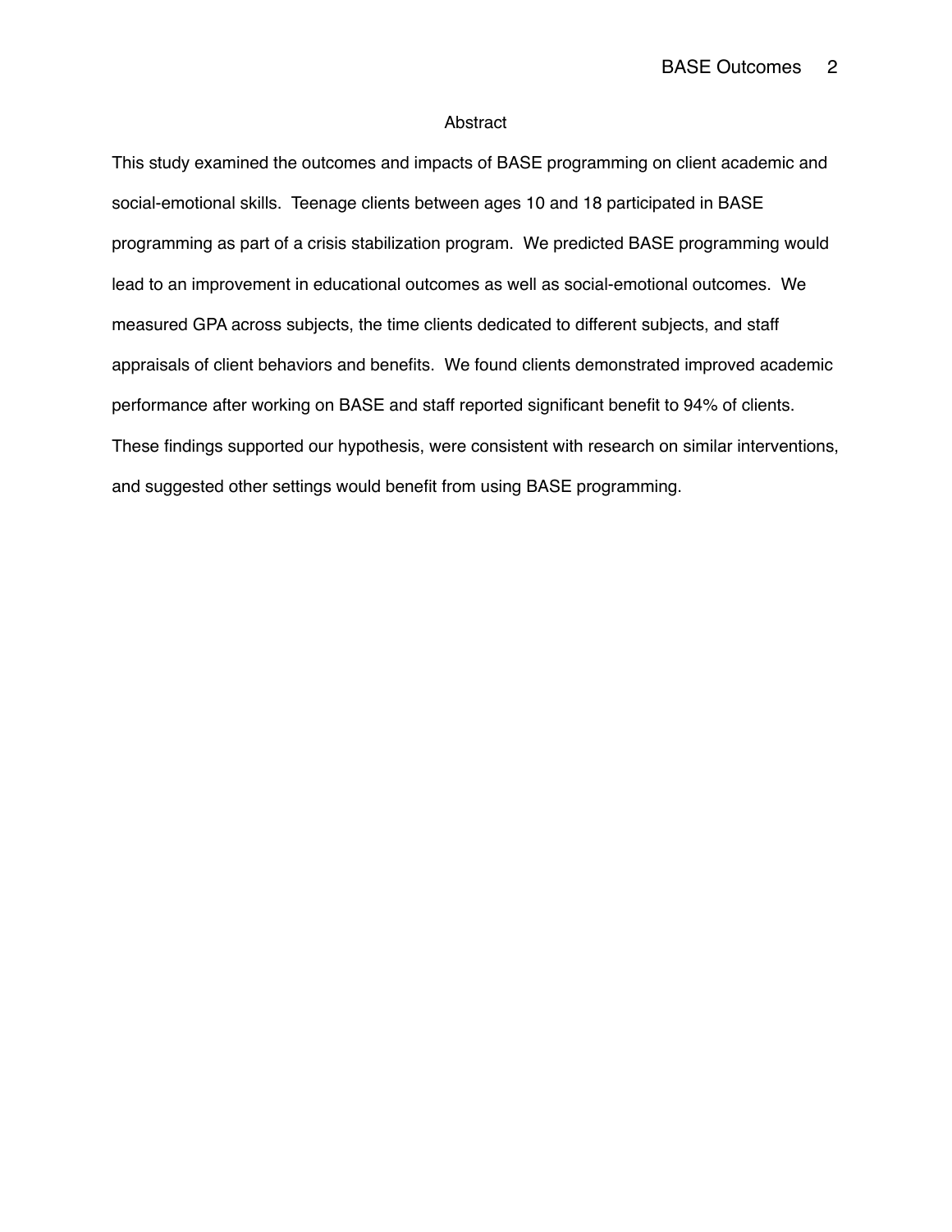## Abstract

This study examined the outcomes and impacts of BASE programming on client academic and social-emotional skills. Teenage clients between ages 10 and 18 participated in BASE programming as part of a crisis stabilization program. We predicted BASE programming would lead to an improvement in educational outcomes as well as social-emotional outcomes. We measured GPA across subjects, the time clients dedicated to different subjects, and staff appraisals of client behaviors and benefits. We found clients demonstrated improved academic performance after working on BASE and staff reported significant benefit to 94% of clients. These findings supported our hypothesis, were consistent with research on similar interventions, and suggested other settings would benefit from using BASE programming.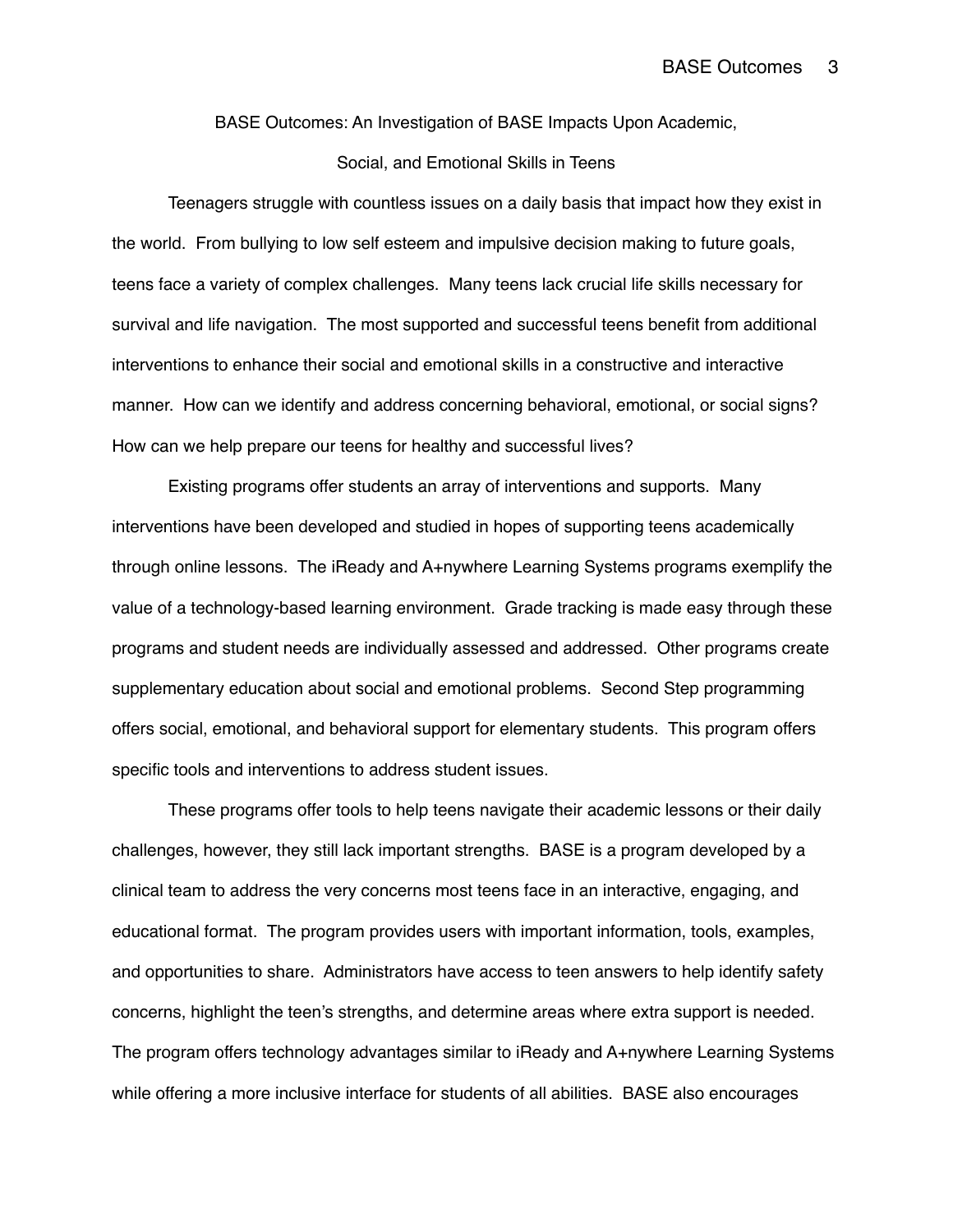# BASE Outcomes: An Investigation of BASE Impacts Upon Academic, Social, and Emotional Skills in Teens

Teenagers struggle with countless issues on a daily basis that impact how they exist in the world. From bullying to low self esteem and impulsive decision making to future goals, teens face a variety of complex challenges. Many teens lack crucial life skills necessary for survival and life navigation. The most supported and successful teens benefit from additional interventions to enhance their social and emotional skills in a constructive and interactive manner. How can we identify and address concerning behavioral, emotional, or social signs? How can we help prepare our teens for healthy and successful lives?

Existing programs offer students an array of interventions and supports. Many interventions have been developed and studied in hopes of supporting teens academically through online lessons. The iReady and A+nywhere Learning Systems programs exemplify the value of a technology-based learning environment. Grade tracking is made easy through these programs and student needs are individually assessed and addressed. Other programs create supplementary education about social and emotional problems. Second Step programming offers social, emotional, and behavioral support for elementary students. This program offers specific tools and interventions to address student issues.

These programs offer tools to help teens navigate their academic lessons or their daily challenges, however, they still lack important strengths. BASE is a program developed by a clinical team to address the very concerns most teens face in an interactive, engaging, and educational format. The program provides users with important information, tools, examples, and opportunities to share. Administrators have access to teen answers to help identify safety concerns, highlight the teen's strengths, and determine areas where extra support is needed. The program offers technology advantages similar to iReady and A+nywhere Learning Systems while offering a more inclusive interface for students of all abilities. BASE also encourages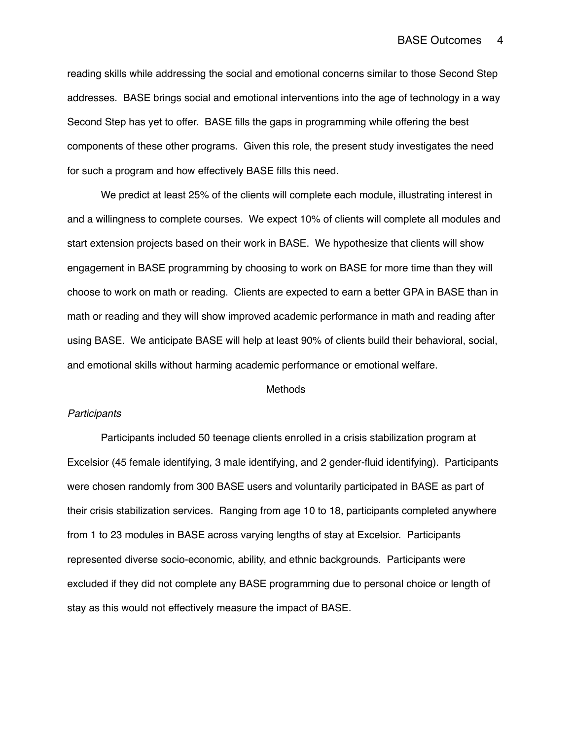reading skills while addressing the social and emotional concerns similar to those Second Step addresses. BASE brings social and emotional interventions into the age of technology in a way Second Step has yet to offer. BASE fills the gaps in programming while offering the best components of these other programs. Given this role, the present study investigates the need for such a program and how effectively BASE fills this need.

We predict at least 25% of the clients will complete each module, illustrating interest in and a willingness to complete courses. We expect 10% of clients will complete all modules and start extension projects based on their work in BASE. We hypothesize that clients will show engagement in BASE programming by choosing to work on BASE for more time than they will choose to work on math or reading. Clients are expected to earn a better GPA in BASE than in math or reading and they will show improved academic performance in math and reading after using BASE. We anticipate BASE will help at least 90% of clients build their behavioral, social, and emotional skills without harming academic performance or emotional welfare.

## Methods

### *Participants*

Participants included 50 teenage clients enrolled in a crisis stabilization program at Excelsior (45 female identifying, 3 male identifying, and 2 gender-fluid identifying). Participants were chosen randomly from 300 BASE users and voluntarily participated in BASE as part of their crisis stabilization services. Ranging from age 10 to 18, participants completed anywhere from 1 to 23 modules in BASE across varying lengths of stay at Excelsior. Participants represented diverse socio-economic, ability, and ethnic backgrounds. Participants were excluded if they did not complete any BASE programming due to personal choice or length of stay as this would not effectively measure the impact of BASE.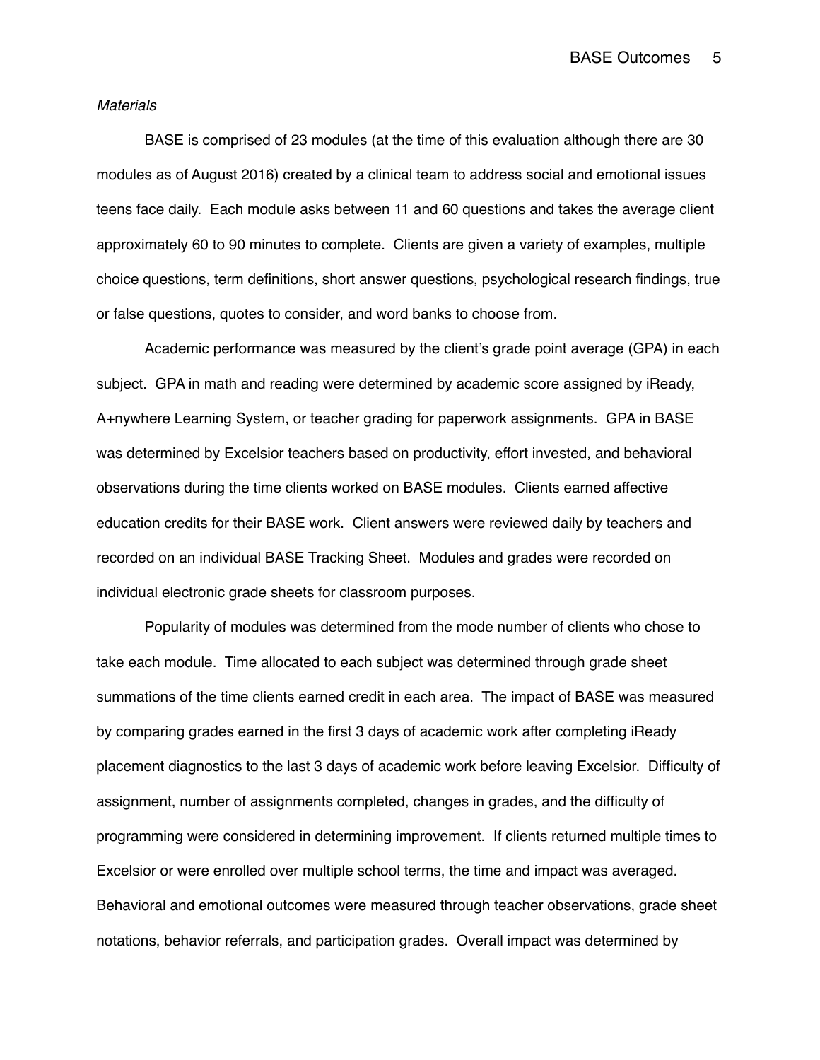*Materials*

BASE is comprised of 23 modules (at the time of this evaluation although there are 30 modules as of August 2016) created by a clinical team to address social and emotional issues teens face daily. Each module asks between 11 and 60 questions and takes the average client approximately 60 to 90 minutes to complete. Clients are given a variety of examples, multiple choice questions, term definitions, short answer questions, psychological research findings, true or false questions, quotes to consider, and word banks to choose from.

Academic performance was measured by the client's grade point average (GPA) in each subject. GPA in math and reading were determined by academic score assigned by iReady, A+nywhere Learning System, or teacher grading for paperwork assignments. GPA in BASE was determined by Excelsior teachers based on productivity, effort invested, and behavioral observations during the time clients worked on BASE modules. Clients earned affective education credits for their BASE work. Client answers were reviewed daily by teachers and recorded on an individual BASE Tracking Sheet. Modules and grades were recorded on individual electronic grade sheets for classroom purposes.

Popularity of modules was determined from the mode number of clients who chose to take each module. Time allocated to each subject was determined through grade sheet summations of the time clients earned credit in each area. The impact of BASE was measured by comparing grades earned in the first 3 days of academic work after completing iReady placement diagnostics to the last 3 days of academic work before leaving Excelsior. Difficulty of assignment, number of assignments completed, changes in grades, and the difficulty of programming were considered in determining improvement. If clients returned multiple times to Excelsior or were enrolled over multiple school terms, the time and impact was averaged. Behavioral and emotional outcomes were measured through teacher observations, grade sheet notations, behavior referrals, and participation grades. Overall impact was determined by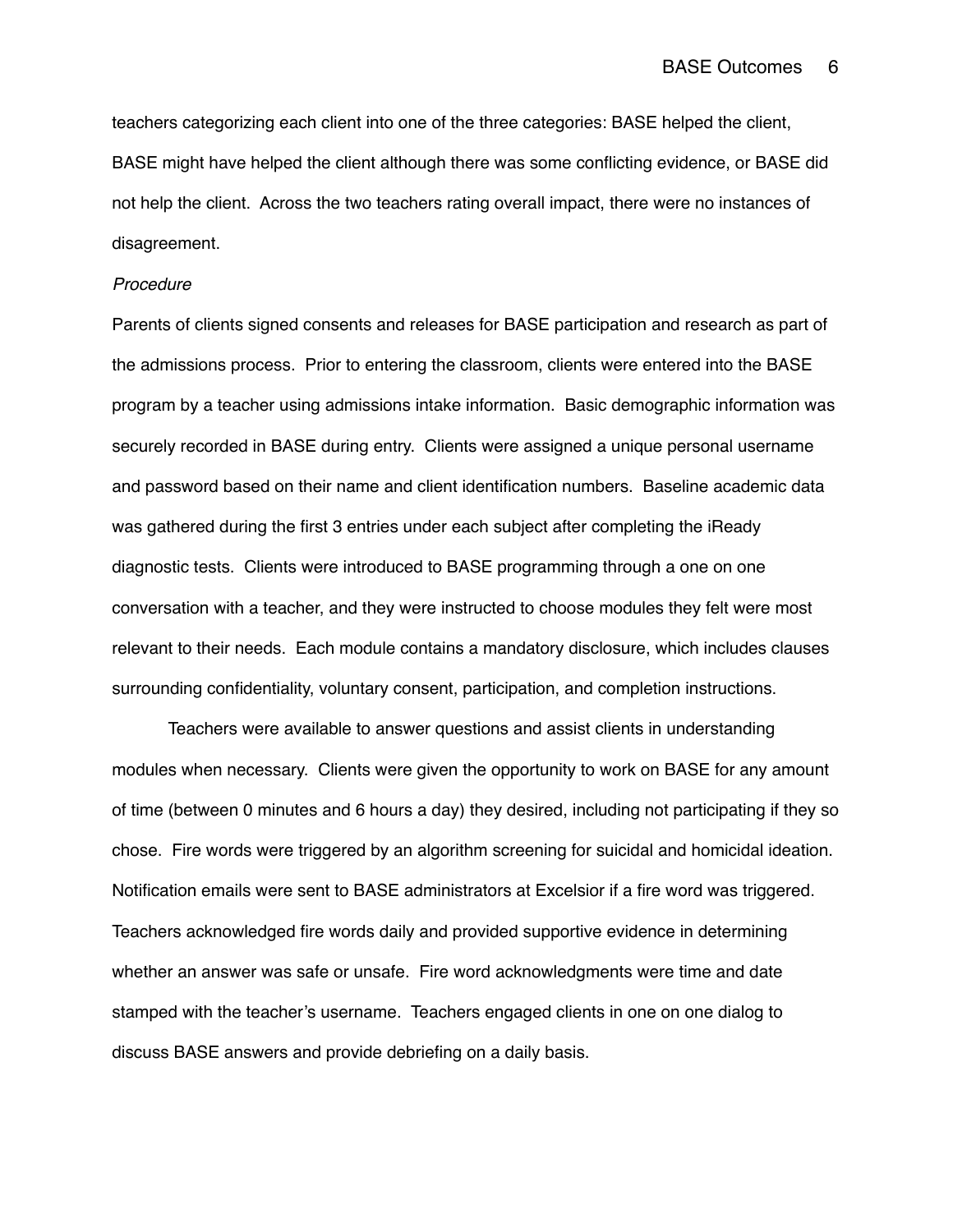teachers categorizing each client into one of the three categories: BASE helped the client, BASE might have helped the client although there was some conflicting evidence, or BASE did not help the client. Across the two teachers rating overall impact, there were no instances of disagreement.

*Procedure*

Parents of clients signed consents and releases for BASE participation and research as part of the admissions process. Prior to entering the classroom, clients were entered into the BASE program by a teacher using admissions intake information. Basic demographic information was securely recorded in BASE during entry. Clients were assigned a unique personal username and password based on their name and client identification numbers. Baseline academic data was gathered during the first 3 entries under each subject after completing the iReady diagnostic tests. Clients were introduced to BASE programming through a one on one conversation with a teacher, and they were instructed to choose modules they felt were most relevant to their needs. Each module contains a mandatory disclosure, which includes clauses surrounding confidentiality, voluntary consent, participation, and completion instructions.

Teachers were available to answer questions and assist clients in understanding modules when necessary. Clients were given the opportunity to work on BASE for any amount of time (between 0 minutes and 6 hours a day) they desired, including not participating if they so chose. Fire words were triggered by an algorithm screening for suicidal and homicidal ideation. Notification emails were sent to BASE administrators at Excelsior if a fire word was triggered. Teachers acknowledged fire words daily and provided supportive evidence in determining whether an answer was safe or unsafe. Fire word acknowledgments were time and date stamped with the teacher's username. Teachers engaged clients in one on one dialog to discuss BASE answers and provide debriefing on a daily basis.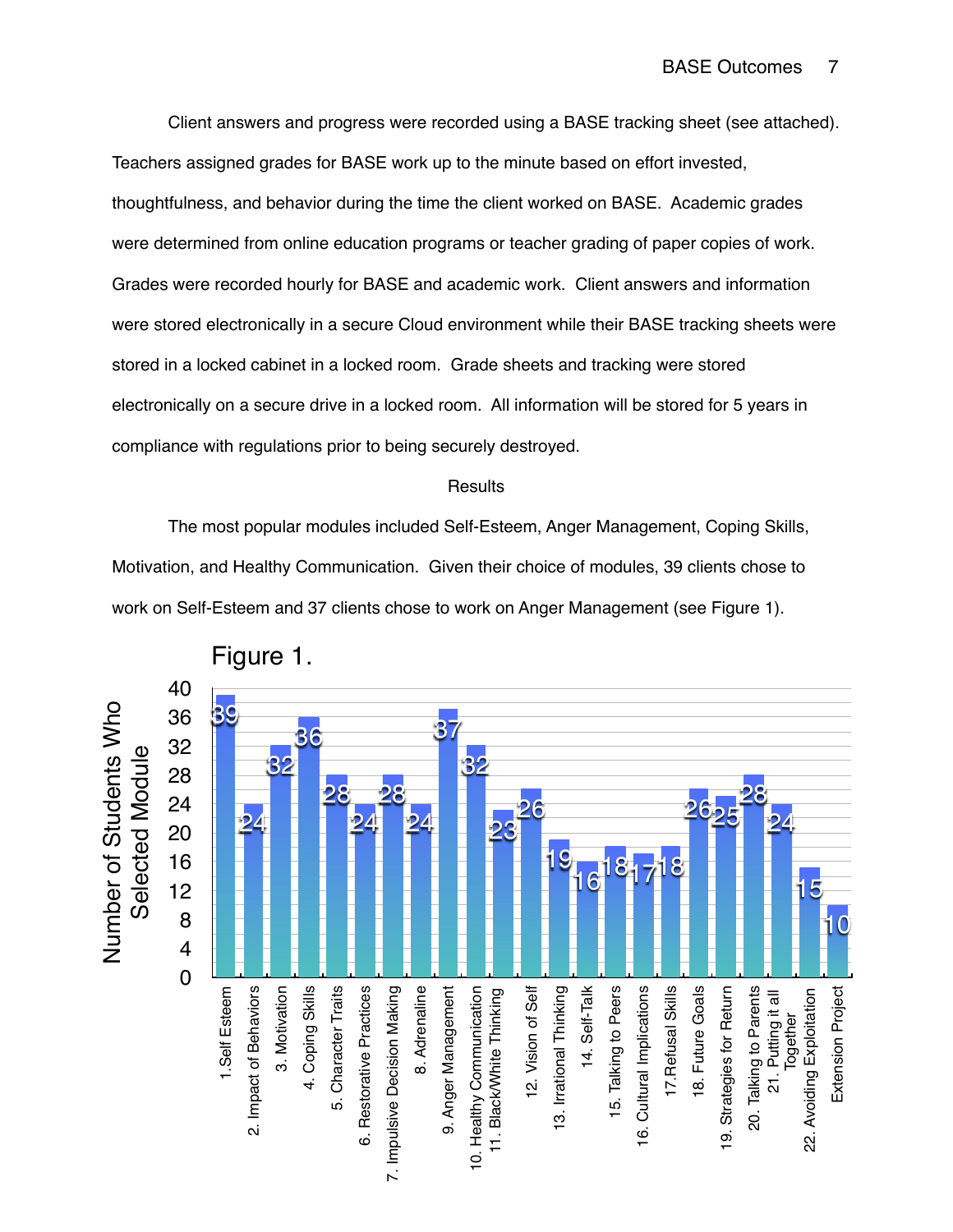Client answers and progress were recorded using a BASE tracking sheet (see attached). Teachers assigned grades for BASE work up to the minute based on effort invested, thoughtfulness, and behavior during the time the client worked on BASE. Academic grades were determined from online education programs or teacher grading of paper copies of work. Grades were recorded hourly for BASE and academic work. Client answers and information were stored electronically in a secure Cloud environment while their BASE tracking sheets were stored in a locked cabinet in a locked room. Grade sheets and tracking were stored electronically on a secure drive in a locked room. All information will be stored for 5 years in compliance with regulations prior to being securely destroyed.

## Results

The most popular modules included Self-Esteem, Anger Management, Coping Skills, Motivation, and Healthy Communication. Given their choice of modules, 39 clients chose to work on Self-Esteem and 37 clients chose to work on Anger Management (see Figure 1).

Figure 1.

| Module | Number of Students Who Selected Module |
| --- | --- |
| 1. Self Esteem | 39 |
| 2. Impact of Behaviors | 24 |
| 3. Motivation | 32 |
| 4. Coping Skills | 36 |
| 5. Character Traits | 28 |
| 6. Restorative Practices | 24 |
| 7. Impulsive Decision Making | 28 |
| 8. Adrenaline | 24 |
| 9. Anger Management | 37 |
| 10. Healthy Communication | 32 |
| 11. Black/White Thinking | 23 |
| 12. Vision of Self | 26 |
| 13. Irrational Thinking | 19 |
| 14. Self-Talk | 16 |
| 15. Talking to Peers | 18 |
| 16. Cultural Implications | 17 |
| 17. Refusal Skills | 18 |
| 18. Future Goals | 26 |
| 19. Strategies for Return | 25 |
| 20. Talking to Parents | 28 |
| 21. Putting it all Together | 24 |
| 22. Avoiding Exploitation | 15 |
| Extension Project | 10 |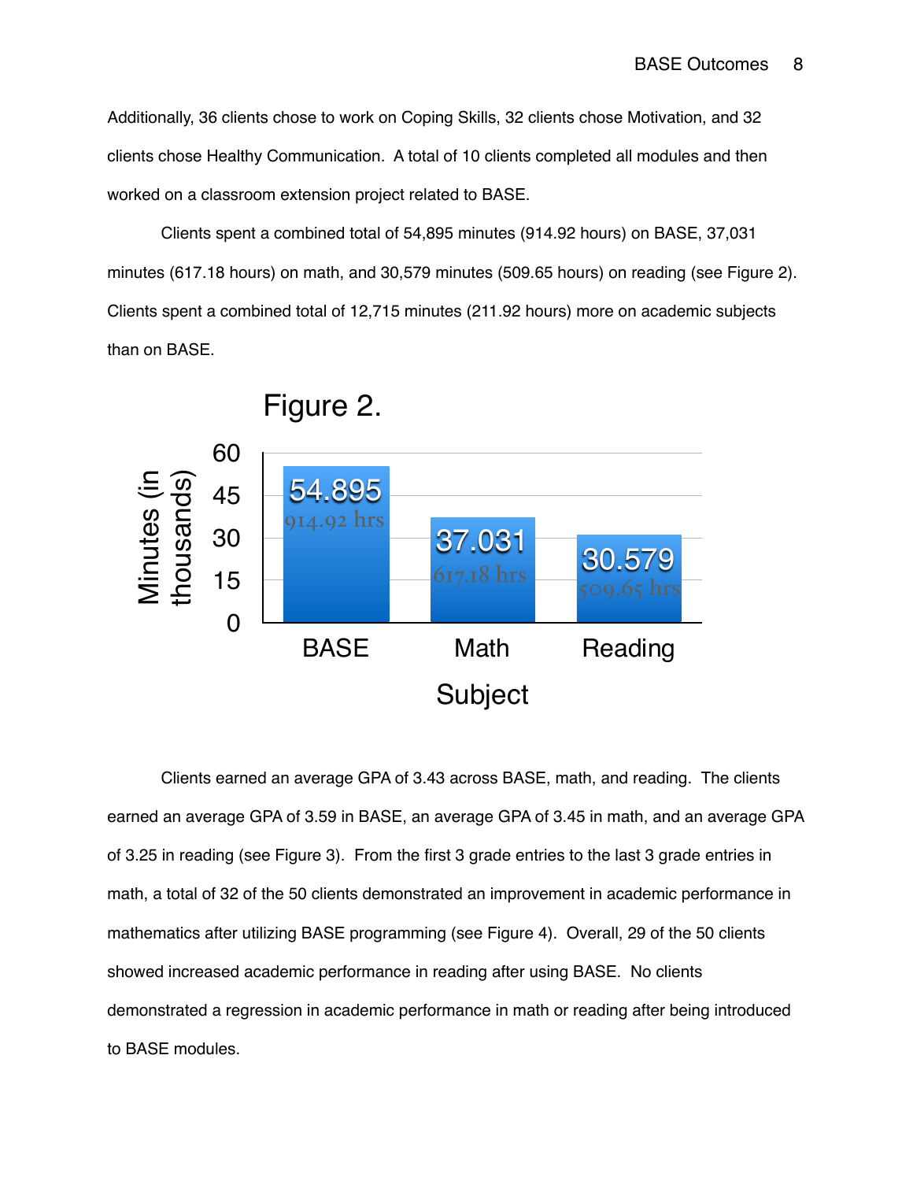Additionally, 36 clients chose to work on Coping Skills, 32 clients chose Motivation, and 32 clients chose Healthy Communication. A total of 10 clients completed all modules and then worked on a classroom extension project related to BASE.

Clients spent a combined total of 54,895 minutes (914.92 hours) on BASE, 37,031 minutes (617.18 hours) on math, and 30,579 minutes (509.65 hours) on reading (see Figure 2). Clients spent a combined total of 12,715 minutes (211.92 hours) more on academic subjects than on BASE.

Figure 2.

| Subject | Minutes (in thousands) | Hours |
| --- | --- | --- |
| BASE | 54.895 | 914.92 hrs |
| Math | 37.031 | 617.18 hrs |
| Reading | 30.579 | 509.65 hrs |

Clients earned an average GPA of 3.43 across BASE, math, and reading. The clients earned an average GPA of 3.59 in BASE, an average GPA of 3.45 in math, and an average GPA of 3.25 in reading (see Figure 3). From the first 3 grade entries to the last 3 grade entries in math, a total of 32 of the 50 clients demonstrated an improvement in academic performance in mathematics after utilizing BASE programming (see Figure 4). Overall, 29 of the 50 clients showed increased academic performance in reading after using BASE. No clients demonstrated a regression in academic performance in math or reading after being introduced to BASE modules.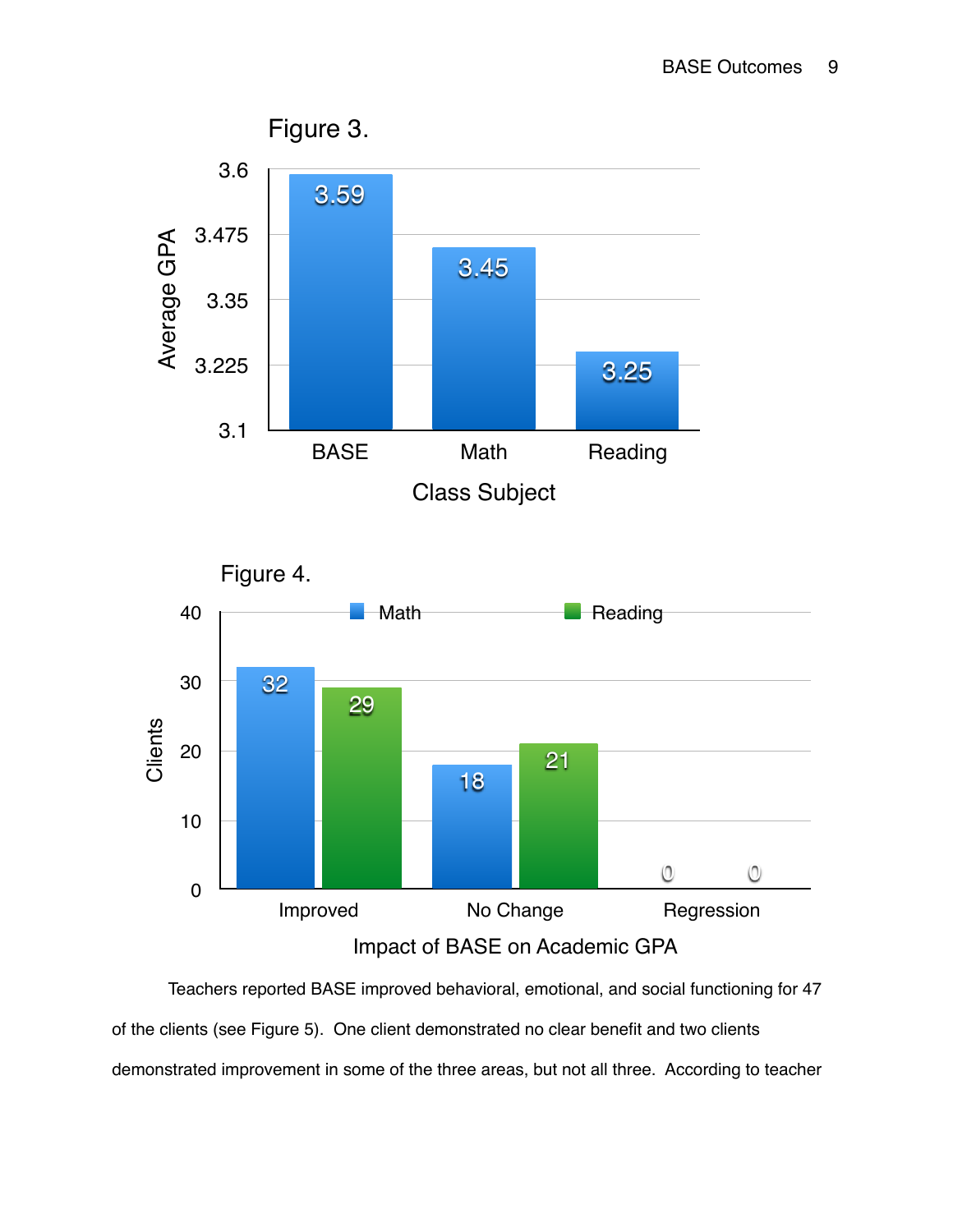Figure 3.

| Class Subject | Average GPA |
|---|---|
| BASE | 3.59 |
| Math | 3.45 |
| Reading | 3.25 |

Figure 4.

| Impact of BASE on Academic GPA | Math | Reading |
|---|---|---|
| Improved | 32 | 29 |
| No Change | 18 | 21 |
| Regression | 0 | 0 |

Teachers reported BASE improved behavioral, emotional, and social functioning for 47 of the clients (see Figure 5). One client demonstrated no clear benefit and two clients demonstrated improvement in some of the three areas, but not all three. According to teacher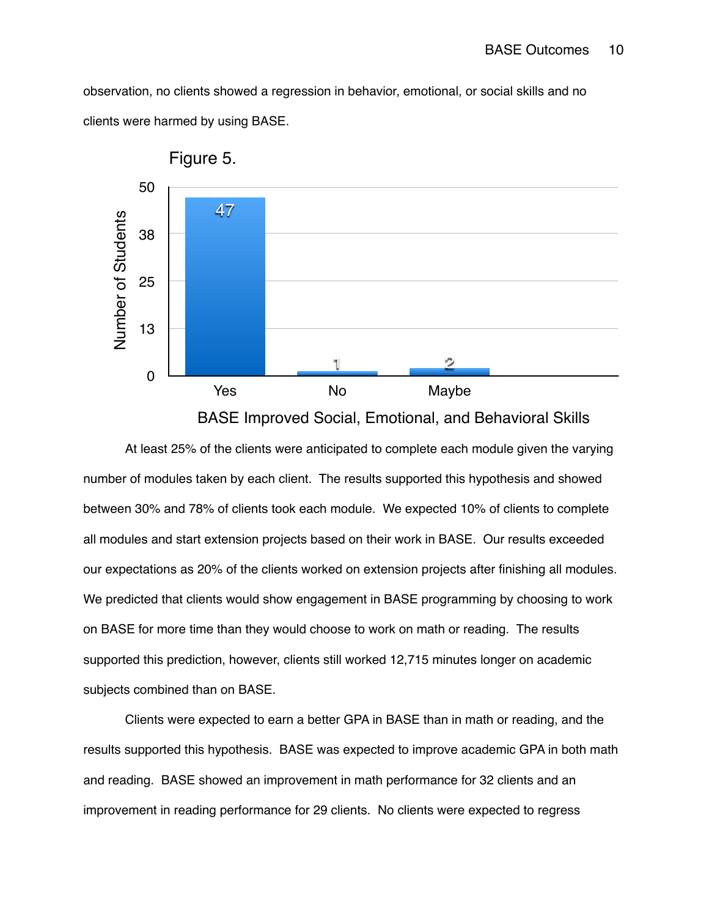observation, no clients showed a regression in behavior, emotional, or social skills and no clients were harmed by using BASE.

Figure 5.

| BASE Improved Social, Emotional, and Behavioral Skills | Number of Students |
|---|---|
| Yes | 47 |
| No | 1 |
| Maybe | 2 |

At least 25% of the clients were anticipated to complete each module given the varying number of modules taken by each client. The results supported this hypothesis and showed between 30% and 78% of clients took each module. We expected 10% of clients to complete all modules and start extension projects based on their work in BASE. Our results exceeded our expectations as 20% of the clients worked on extension projects after finishing all modules. We predicted that clients would show engagement in BASE programming by choosing to work on BASE for more time than they would choose to work on math or reading. The results supported this prediction, however, clients still worked 12,715 minutes longer on academic subjects combined than on BASE.

Clients were expected to earn a better GPA in BASE than in math or reading, and the results supported this hypothesis. BASE was expected to improve academic GPA in both math and reading. BASE showed an improvement in math performance for 32 clients and an improvement in reading performance for 29 clients. No clients were expected to regress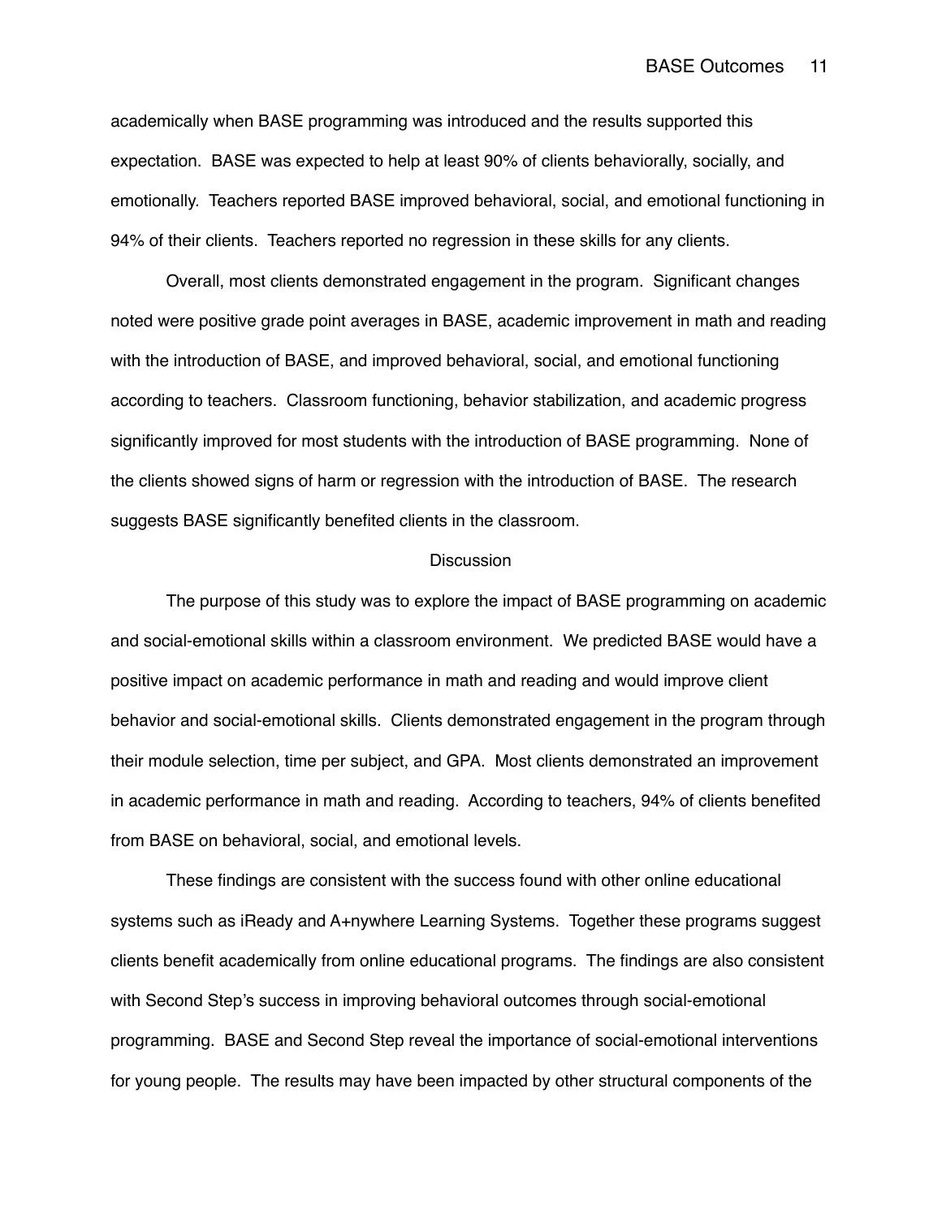academically when BASE programming was introduced and the results supported this expectation. BASE was expected to help at least 90% of clients behaviorally, socially, and emotionally. Teachers reported BASE improved behavioral, social, and emotional functioning in 94% of their clients. Teachers reported no regression in these skills for any clients.

Overall, most clients demonstrated engagement in the program. Significant changes noted were positive grade point averages in BASE, academic improvement in math and reading with the introduction of BASE, and improved behavioral, social, and emotional functioning according to teachers. Classroom functioning, behavior stabilization, and academic progress significantly improved for most students with the introduction of BASE programming. None of the clients showed signs of harm or regression with the introduction of BASE. The research suggests BASE significantly benefited clients in the classroom.

## Discussion

The purpose of this study was to explore the impact of BASE programming on academic and social-emotional skills within a classroom environment. We predicted BASE would have a positive impact on academic performance in math and reading and would improve client behavior and social-emotional skills. Clients demonstrated engagement in the program through their module selection, time per subject, and GPA. Most clients demonstrated an improvement in academic performance in math and reading. According to teachers, 94% of clients benefited from BASE on behavioral, social, and emotional levels.

These findings are consistent with the success found with other online educational systems such as iReady and A+nywhere Learning Systems. Together these programs suggest clients benefit academically from online educational programs. The findings are also consistent with Second Step's success in improving behavioral outcomes through social-emotional programming. BASE and Second Step reveal the importance of social-emotional interventions for young people. The results may have been impacted by other structural components of the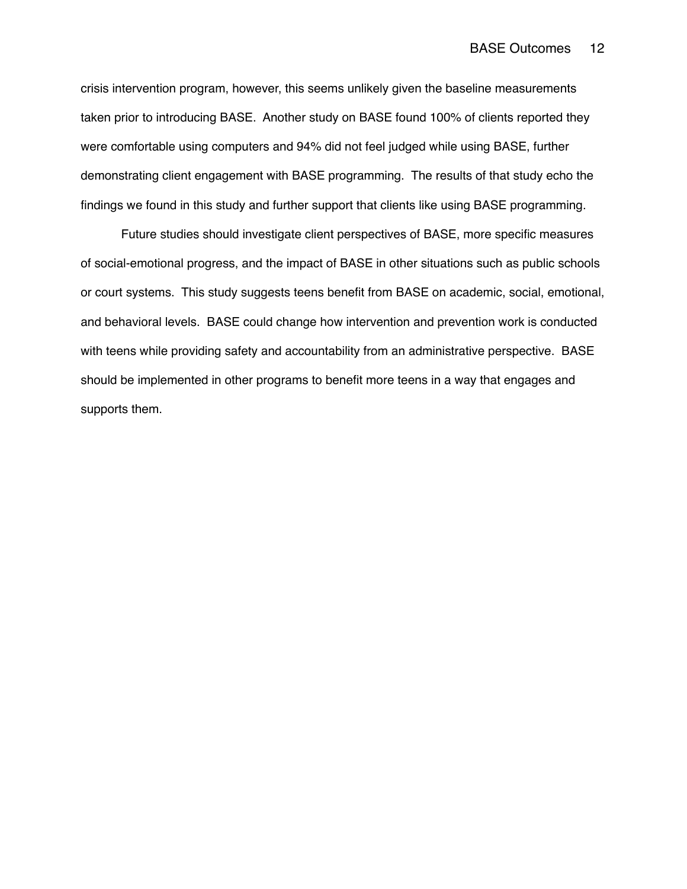crisis intervention program, however, this seems unlikely given the baseline measurements taken prior to introducing BASE. Another study on BASE found 100% of clients reported they were comfortable using computers and 94% did not feel judged while using BASE, further demonstrating client engagement with BASE programming. The results of that study echo the findings we found in this study and further support that clients like using BASE programming.

Future studies should investigate client perspectives of BASE, more specific measures of social-emotional progress, and the impact of BASE in other situations such as public schools or court systems. This study suggests teens benefit from BASE on academic, social, emotional, and behavioral levels. BASE could change how intervention and prevention work is conducted with teens while providing safety and accountability from an administrative perspective. BASE should be implemented in other programs to benefit more teens in a way that engages and supports them.